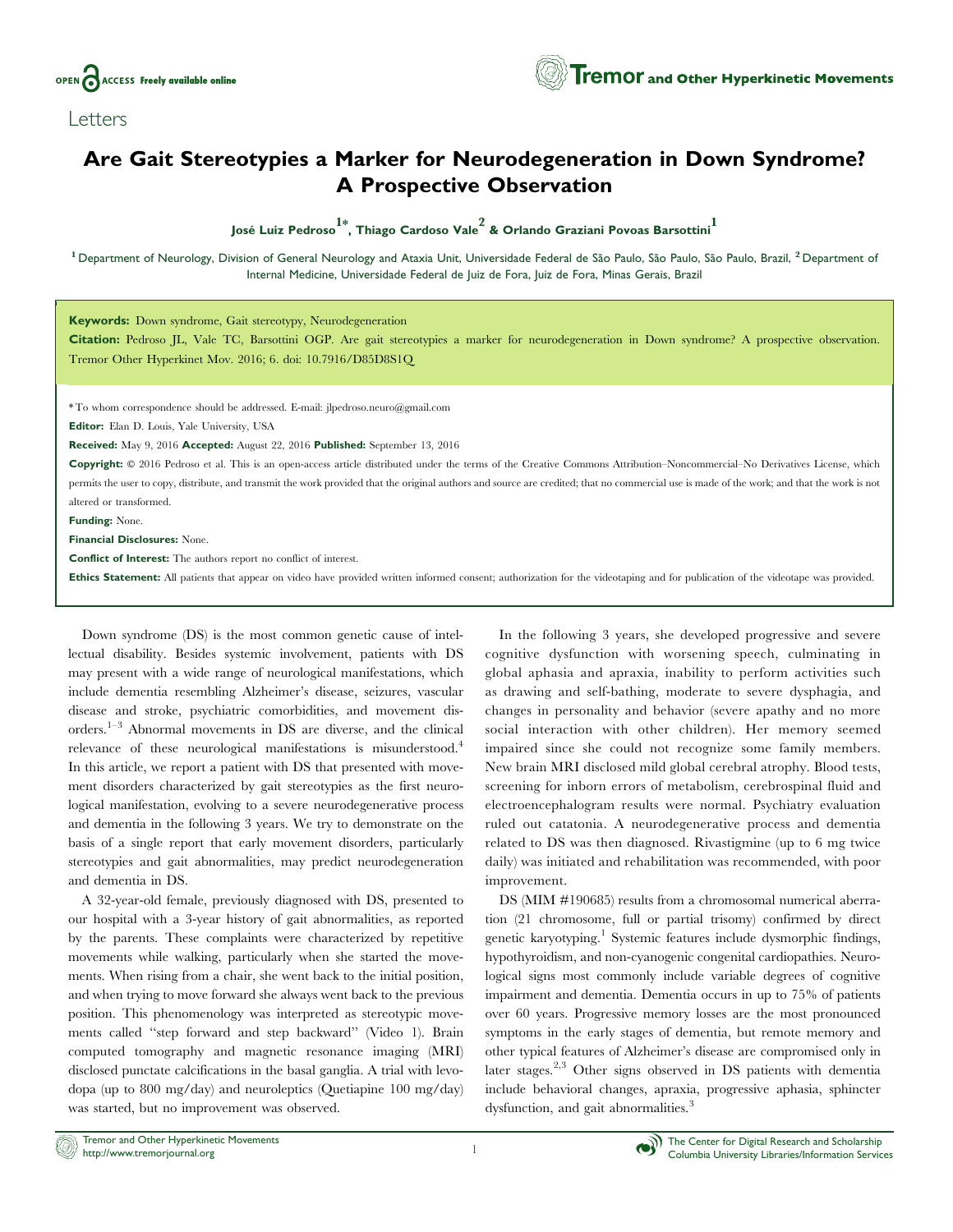Letters

# Are Gait Stereotypies a Marker for Neurodegeneration in Down Syndrome? A Prospective Observation

**José Luiz Pedroso[1*], Thiago Cardoso Vale[2] & Orlando Graziani Povoas Barsottini[1]**

[1] Department of Neurology, Division of General Neurology and Ataxia Unit, Universidade Federal de São Paulo, São Paulo, São Paulo, Brazil, [2] Department of Internal Medicine, Universidade Federal de Juiz de Fora, Juiz de Fora, Minas Gerais, Brazil

**Keywords:** Down syndrome, Gait stereotypy, Neurodegeneration

**Citation:** Pedroso JL, Vale TC, Barsottini OGP. Are gait stereotypies a marker for neurodegeneration in Down syndrome? A prospective observation. Tremor Other Hyperkinet Mov. 2016; 6. doi: 10.7916/D85D8S1Q

*To whom correspondence should be addressed. E-mail: jlpedroso.neuro@gmail.com

**Editor:** Elan D. Louis, Yale University, USA

**Received:** May 9, 2016 **Accepted:** August 22, 2016 **Published:** September 13, 2016

**Copyright:** © 2016 Pedroso et al. This is an open-access article distributed under the terms of the Creative Commons Attribution–Noncommercial–No Derivatives License, which permits the user to copy, distribute, and transmit the work provided that the original authors and source are credited; that no commercial use is made of the work; and that the work is not altered or transformed.

**Funding:** None.

**Financial Disclosures:** None.

**Conflict of Interest:** The authors report no conflict of interest.

**Ethics Statement:** All patients that appear on video have provided written informed consent; authorization for the videotaping and for publication of the videotape was provided.

Down syndrome (DS) is the most common genetic cause of intellectual disability. Besides systemic involvement, patients with DS may present with a wide range of neurological manifestations, which include dementia resembling Alzheimer's disease, seizures, vascular disease and stroke, psychiatric comorbidities, and movement disorders.[1–3] Abnormal movements in DS are diverse, and the clinical relevance of these neurological manifestations is misunderstood.[4] In this article, we report a patient with DS that presented with movement disorders characterized by gait stereotypies as the first neurological manifestation, evolving to a severe neurodegenerative process and dementia in the following 3 years. We try to demonstrate on the basis of a single report that early movement disorders, particularly stereotypies and gait abnormalities, may predict neurodegeneration and dementia in DS.

A 32-year-old female, previously diagnosed with DS, presented to our hospital with a 3-year history of gait abnormalities, as reported by the parents. These complaints were characterized by repetitive movements while walking, particularly when she started the movements. When rising from a chair, she went back to the initial position, and when trying to move forward she always went back to the previous position. This phenomenology was interpreted as stereotypic movements called "step forward and step backward" (Video 1). Brain computed tomography and magnetic resonance imaging (MRI) disclosed punctate calcifications in the basal ganglia. A trial with levodopa (up to 800 mg/day) and neuroleptics (Quetiapine 100 mg/day) was started, but no improvement was observed.

In the following 3 years, she developed progressive and severe cognitive dysfunction with worsening speech, culminating in global aphasia and apraxia, inability to perform activities such as drawing and self-bathing, moderate to severe dysphagia, and changes in personality and behavior (severe apathy and no more social interaction with other children). Her memory seemed impaired since she could not recognize some family members. New brain MRI disclosed mild global cerebral atrophy. Blood tests, screening for inborn errors of metabolism, cerebrospinal fluid and electroencephalogram results were normal. Psychiatry evaluation ruled out catatonia. A neurodegenerative process and dementia related to DS was then diagnosed. Rivastigmine (up to 6 mg twice daily) was initiated and rehabilitation was recommended, with poor improvement.

DS (MIM #190685) results from a chromosomal numerical aberration (21 chromosome, full or partial trisomy) confirmed by direct genetic karyotyping.[1] Systemic features include dysmorphic findings, hypothyroidism, and non-cyanogenic congenital cardiopathies. Neurological signs most commonly include variable degrees of cognitive impairment and dementia. Dementia occurs in up to 75% of patients over 60 years. Progressive memory losses are the most pronounced symptoms in the early stages of dementia, but remote memory and other typical features of Alzheimer's disease are compromised only in later stages.[2,3] Other signs observed in DS patients with dementia include behavioral changes, apraxia, progressive aphasia, sphincter dysfunction, and gait abnormalities.[3]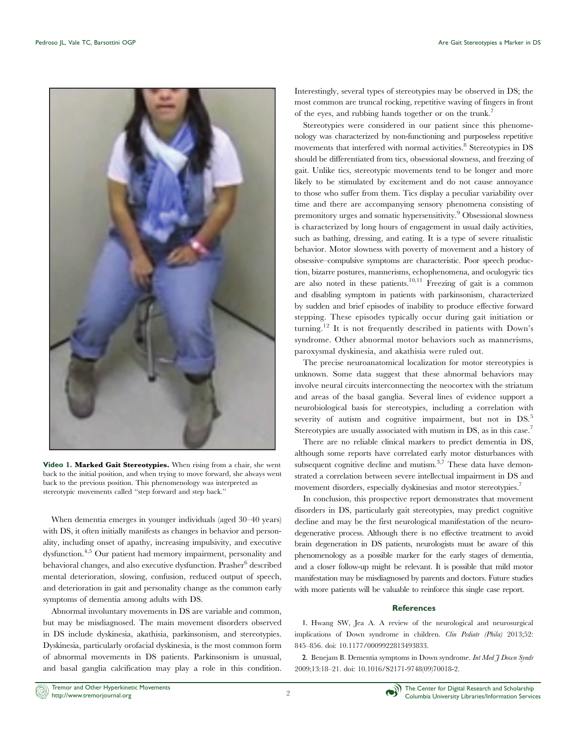**Video 1. Marked Gait Stereotypies.** When rising from a chair, she went back to the initial position, and when trying to move forward, she always went back to the previous position. This phenomenology was interpreted as stereotypic movements called "step forward and step back."

When dementia emerges in younger individuals (aged 30–40 years) with DS, it often initially manifests as changes in behavior and personality, including onset of apathy, increasing impulsivity, and executive dysfunction.[4,5] Our patient had memory impairment, personality and behavioral changes, and also executive dysfunction. Prasher[6] described mental deterioration, slowing, confusion, reduced output of speech, and deterioration in gait and personality change as the common early symptoms of dementia among adults with DS.

Abnormal involuntary movements in DS are variable and common, but may be misdiagnosed. The main movement disorders observed in DS include dyskinesia, akathisia, parkinsonism, and stereotypies. Dyskinesia, particularly orofacial dyskinesia, is the most common form of abnormal movements in DS patients. Parkinsonism is unusual, and basal ganglia calcification may play a role in this condition. Interestingly, several types of stereotypies may be observed in DS; the most common are truncal rocking, repetitive waving of fingers in front of the eyes, and rubbing hands together or on the trunk.[7]

Stereotypies were considered in our patient since this phenomenology was characterized by non-functioning and purposeless repetitive movements that interfered with normal activities.[8] Stereotypies in DS should be differentiated from tics, obsessional slowness, and freezing of gait. Unlike tics, stereotypic movements tend to be longer and more likely to be stimulated by excitement and do not cause annoyance to those who suffer from them. Tics display a peculiar variability over time and there are accompanying sensory phenomena consisting of premonitory urges and somatic hypersensitivity.[9] Obsessional slowness is characterized by long hours of engagement in usual daily activities, such as bathing, dressing, and eating. It is a type of severe ritualistic behavior. Motor slowness with poverty of movement and a history of obsessive–compulsive symptoms are characteristic. Poor speech production, bizarre postures, mannerisms, echophenomena, and oculogyric tics are also noted in these patients.[10,11] Freezing of gait is a common and disabling symptom in patients with parkinsonism, characterized by sudden and brief episodes of inability to produce effective forward stepping. These episodes typically occur during gait initiation or turning.[12] It is not frequently described in patients with Down's syndrome. Other abnormal motor behaviors such as mannerisms, paroxysmal dyskinesia, and akathisia were ruled out.

The precise neuroanatomical localization for motor stereotypies is unknown. Some data suggest that these abnormal behaviors may involve neural circuits interconnecting the neocortex with the striatum and areas of the basal ganglia. Several lines of evidence support a neurobiological basis for stereotypies, including a correlation with severity of autism and cognitive impairment, but not in DS.[5] Stereotypies are usually associated with mutism in DS, as in this case.[7]

There are no reliable clinical markers to predict dementia in DS, although some reports have correlated early motor disturbances with subsequent cognitive decline and mutism.[3,7] These data have demonstrated a correlation between severe intellectual impairment in DS and movement disorders, especially dyskinesias and motor stereotypies.[7]

In conclusion, this prospective report demonstrates that movement disorders in DS, particularly gait stereotypies, may predict cognitive decline and may be the first neurological manifestation of the neurodegenerative process. Although there is no effective treatment to avoid brain degeneration in DS patients, neurologists must be aware of this phenomenology as a possible marker for the early stages of dementia, and a closer follow-up might be relevant. It is possible that mild motor manifestation may be misdiagnosed by parents and doctors. Future studies with more patients will be valuable to reinforce this single case report.

## References

1. Hwang SW, Jea A. A review of the neurological and neurosurgical implications of Down syndrome in children. *Clin Pediatr (Phila)* 2013;52: 845–856. doi: 10.1177/0009922813493833.

2. Benejam B. Dementia symptoms in Down syndrome. *Int Med J Down Syndr* 2009;13:18–21. doi: 10.1016/S2171-9748(09)70018-2.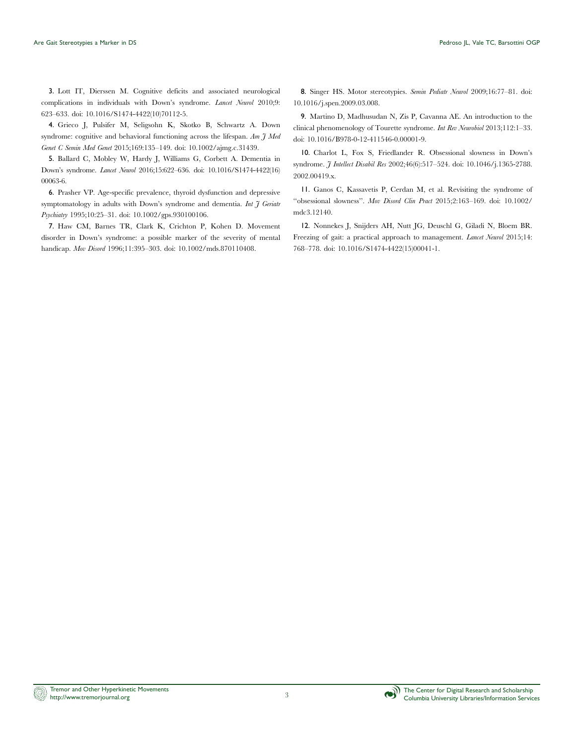3. Lott IT, Dierssen M. Cognitive deficits and associated neurological complications in individuals with Down's syndrome. *Lancet Neurol* 2010;9: 623–633. doi: 10.1016/S1474-4422(10)70112-5.

4. Grieco J, Pulsifer M, Seligsohn K, Skotko B, Schwartz A. Down syndrome: cognitive and behavioral functioning across the lifespan. *Am J Med Genet C Semin Med Genet* 2015;169:135–149. doi: 10.1002/ajmg.c.31439.

5. Ballard C, Mobley W, Hardy J, Williams G, Corbett A. Dementia in Down's syndrome. *Lancet Neurol* 2016;15:622–636. doi: 10.1016/S1474-4422(16) 00063-6.

6. Prasher VP. Age-specific prevalence, thyroid dysfunction and depressive symptomatology in adults with Down's syndrome and dementia. *Int J Geriatr Psychiatry* 1995;10:25–31. doi: 10.1002/gps.930100106.

7. Haw CM, Barnes TR, Clark K, Crichton P, Kohen D. Movement disorder in Down's syndrome: a possible marker of the severity of mental handicap. *Mov Disord* 1996;11:395–303. doi: 10.1002/mds.870110408.

8. Singer HS. Motor stereotypies. *Semin Pediatr Neurol* 2009;16:77–81. doi: 10.1016/j.spen.2009.03.008.

9. Martino D, Madhusudan N, Zis P, Cavanna AE. An introduction to the clinical phenomenology of Tourette syndrome. *Int Rev Neurobiol* 2013;112:1–33. doi: 10.1016/B978-0-12-411546-0.00001-9.

10. Charlot L, Fox S, Friedlander R. Obsessional slowness in Down's syndrome. *J Intellect Disabil Res* 2002;46(6):517–524. doi: 10.1046/j.1365-2788. 2002.00419.x.

11. Ganos C, Kassavetis P, Cerdan M, et al. Revisiting the syndrome of "obsessional slowness". *Mov Disord Clin Pract* 2015;2:163–169. doi: 10.1002/ mdc3.12140.

12. Nonnekes J, Snijders AH, Nutt JG, Deuschl G, Giladi N, Bloem BR. Freezing of gait: a practical approach to management. *Lancet Neurol* 2015;14: 768–778. doi: 10.1016/S1474-4422(15)00041-1.